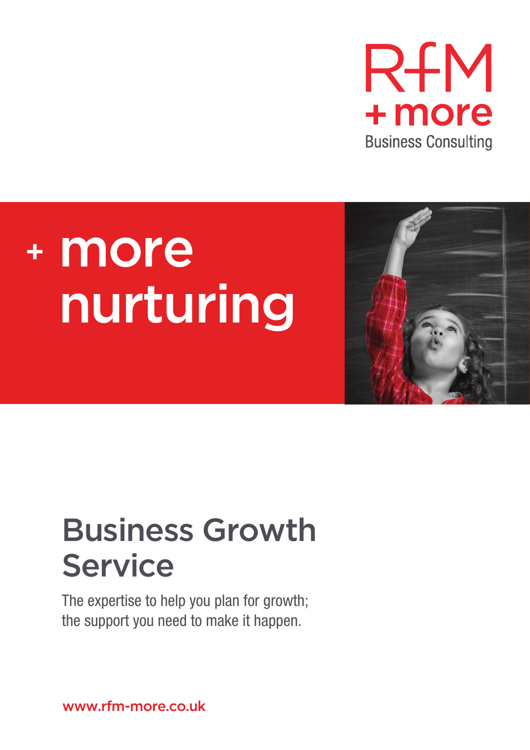RfM
+ more
Business Consulting

# + more nurturing

## Business Growth Service

The expertise to help you plan for growth; the support you need to make it happen.

www.rfm-more.co.uk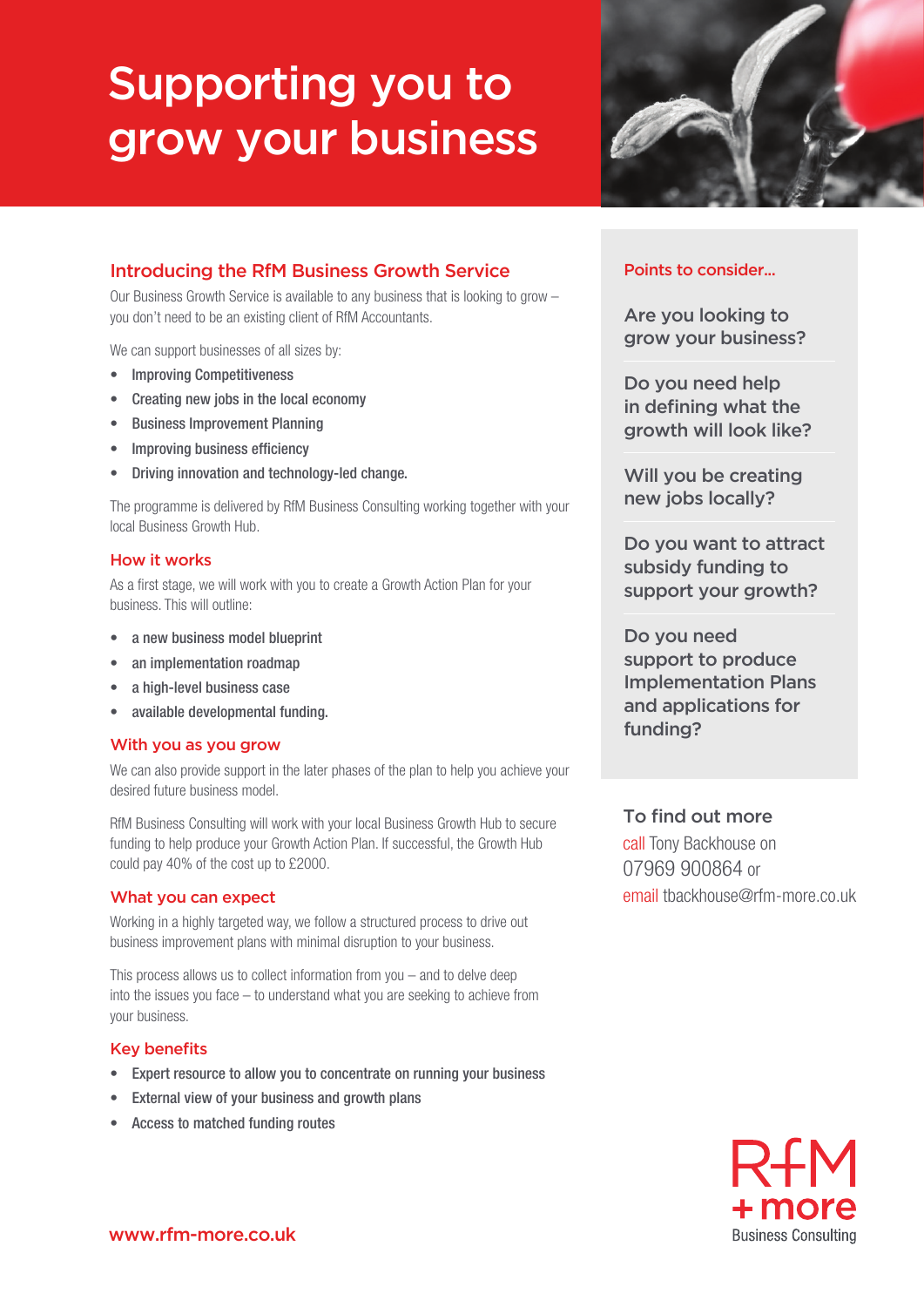# Supporting you to grow your business

## Introducing the RfM Business Growth Service

Our Business Growth Service is available to any business that is looking to grow – you don't need to be an existing client of RfM Accountants.

We can support businesses of all sizes by:

- Improving Competitiveness
- Creating new jobs in the local economy
- Business Improvement Planning
- Improving business efficiency
- Driving innovation and technology-led change.

The programme is delivered by RfM Business Consulting working together with your local Business Growth Hub.

### How it works

As a first stage, we will work with you to create a Growth Action Plan for your business. This will outline:

- a new business model blueprint
- an implementation roadmap
- a high-level business case
- available developmental funding.

### With you as you grow

We can also provide support in the later phases of the plan to help you achieve your desired future business model.

RfM Business Consulting will work with your local Business Growth Hub to secure funding to help produce your Growth Action Plan. If successful, the Growth Hub could pay 40% of the cost up to £2000.

### What you can expect

Working in a highly targeted way, we follow a structured process to drive out business improvement plans with minimal disruption to your business.

This process allows us to collect information from you – and to delve deep into the issues you face – to understand what you are seeking to achieve from your business.

### Key benefits

- Expert resource to allow you to concentrate on running your business
- External view of your business and growth plans
- Access to matched funding routes

### Points to consider...

Are you looking to grow your business?

Do you need help in defining what the growth will look like?

Will you be creating new jobs locally?

Do you want to attract subsidy funding to support your growth?

Do you need support to produce Implementation Plans and applications for funding?

### To find out more

call Tony Backhouse on 07969 900864 or

email tbackhouse@rfm-more.co.uk

www.rfm-more.co.uk

RfM + more Business Consulting